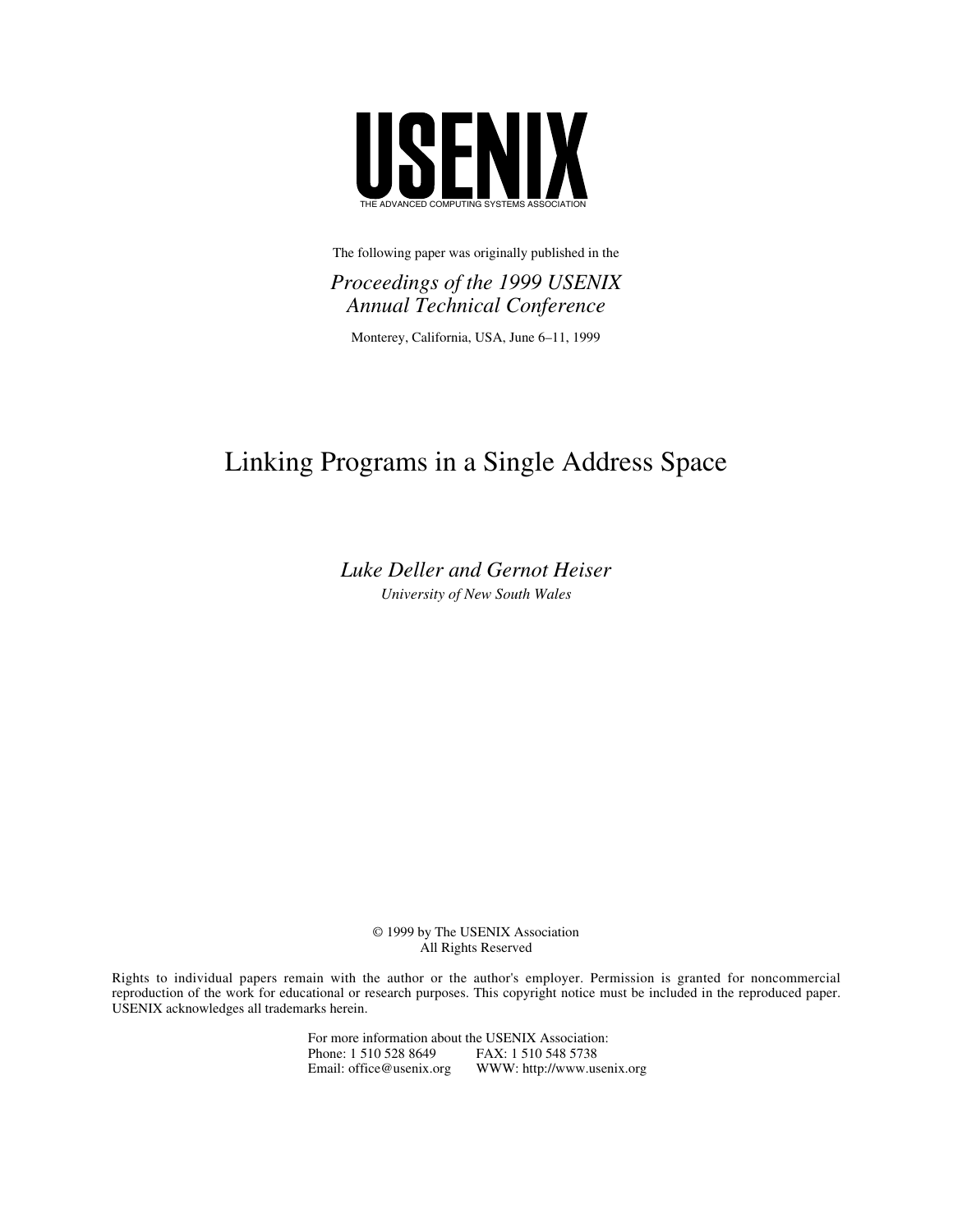# USENIX

THE ADVANCED COMPUTING SYSTEMS ASSOCIATION

The following paper was originally published in the

*Proceedings of the 1999 USENIX Annual Technical Conference*

Monterey, California, USA, June 6–11, 1999

# Linking Programs in a Single Address Space

*Luke Deller and Gernot Heiser*

*University of New South Wales*

© 1999 by The USENIX Association
All Rights Reserved

Rights to individual papers remain with the author or the author's employer. Permission is granted for noncommercial reproduction of the work for educational or research purposes. This copyright notice must be included in the reproduced paper. USENIX acknowledges all trademarks herein.

For more information about the USENIX Association:
Phone: 1 510 528 8649 FAX: 1 510 548 5738
Email: office@usenix.org WWW: http://www.usenix.org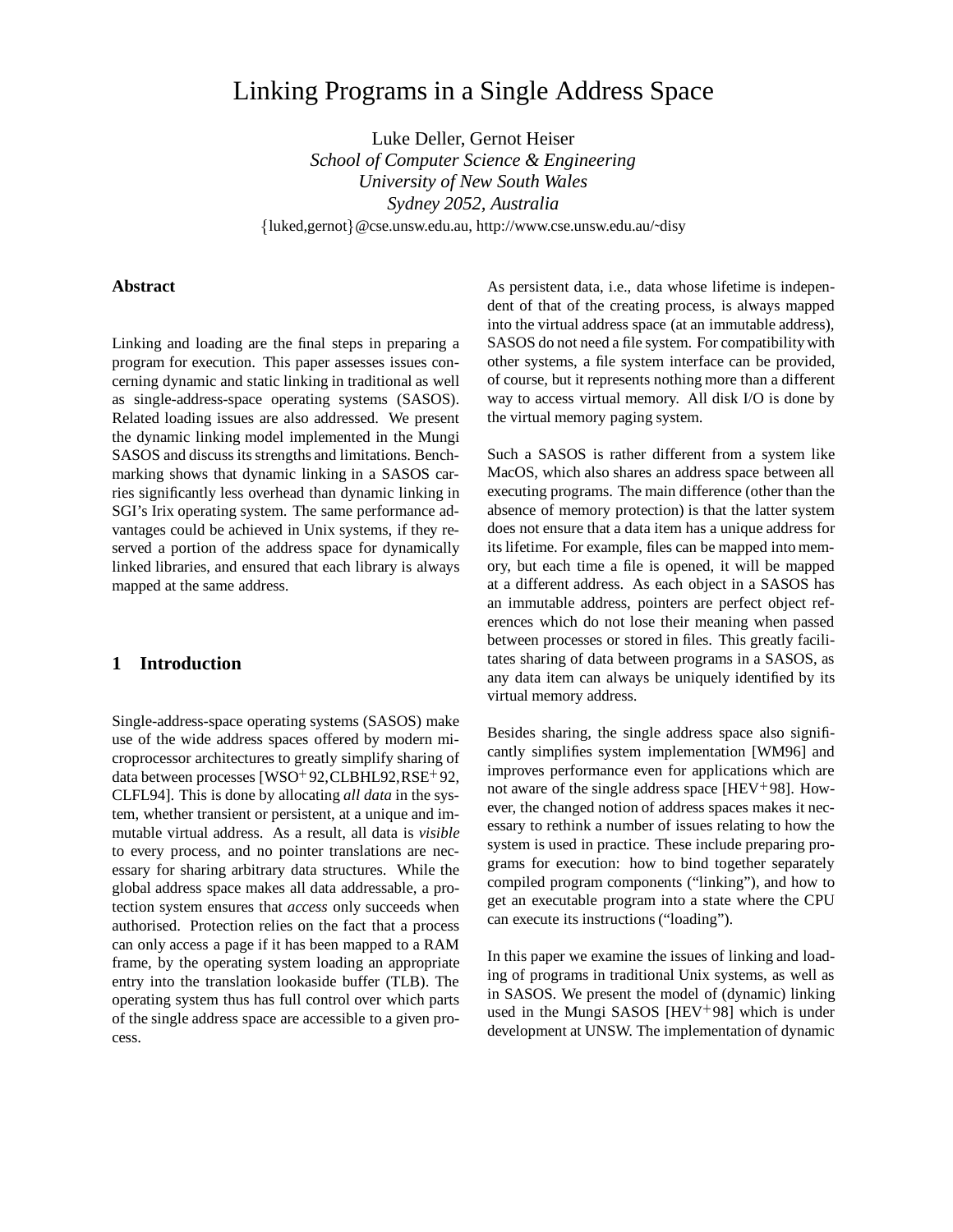# Linking Programs in a Single Address Space

Luke Deller, Gernot Heiser
*School of Computer Science & Engineering*
*University of New South Wales*
*Sydney 2052, Australia*
{luked,gernot}@cse.unsw.edu.au, http://www.cse.unsw.edu.au/~disy

## Abstract

Linking and loading are the final steps in preparing a program for execution. This paper assesses issues concerning dynamic and static linking in traditional as well as single-address-space operating systems (SASOS). Related loading issues are also addressed. We present the dynamic linking model implemented in the Mungi SASOS and discuss its strengths and limitations. Benchmarking shows that dynamic linking in a SASOS carries significantly less overhead than dynamic linking in SGI's Irix operating system. The same performance advantages could be achieved in Unix systems, if they reserved a portion of the address space for dynamically linked libraries, and ensured that each library is always mapped at the same address.

## 1 Introduction

Single-address-space operating systems (SASOS) make use of the wide address spaces offered by modern microprocessor architectures to greatly simplify sharing of data between processes [WSO+92, CLBHL92, RSE+92, CLFL94]. This is done by allocating *all data* in the system, whether transient or persistent, at a unique and immutable virtual address. As a result, all data is *visible* to every process, and no pointer translations are necessary for sharing arbitrary data structures. While the global address space makes all data addressable, a protection system ensures that *access* only succeeds when authorised. Protection relies on the fact that a process can only access a page if it has been mapped to a RAM frame, by the operating system loading an appropriate entry into the translation lookaside buffer (TLB). The operating system thus has full control over which parts of the single address space are accessible to a given process.

As persistent data, i.e., data whose lifetime is independent of that of the creating process, is always mapped into the virtual address space (at an immutable address), SASOS do not need a file system. For compatibility with other systems, a file system interface can be provided, of course, but it represents nothing more than a different way to access virtual memory. All disk I/O is done by the virtual memory paging system.

Such a SASOS is rather different from a system like MacOS, which also shares an address space between all executing programs. The main difference (other than the absence of memory protection) is that the latter system does not ensure that a data item has a unique address for its lifetime. For example, files can be mapped into memory, but each time a file is opened, it will be mapped at a different address. As each object in a SASOS has an immutable address, pointers are perfect object references which do not lose their meaning when passed between processes or stored in files. This greatly facilitates sharing of data between programs in a SASOS, as any data item can always be uniquely identified by its virtual memory address.

Besides sharing, the single address space also significantly simplifies system implementation [WM96] and improves performance even for applications which are not aware of the single address space [HEV+98]. However, the changed notion of address spaces makes it necessary to rethink a number of issues relating to how the system is used in practice. These include preparing programs for execution: how to bind together separately compiled program components ("linking"), and how to get an executable program into a state where the CPU can execute its instructions ("loading").

In this paper we examine the issues of linking and loading of programs in traditional Unix systems, as well as in SASOS. We present the model of (dynamic) linking used in the Mungi SASOS [HEV+98] which is under development at UNSW. The implementation of dynamic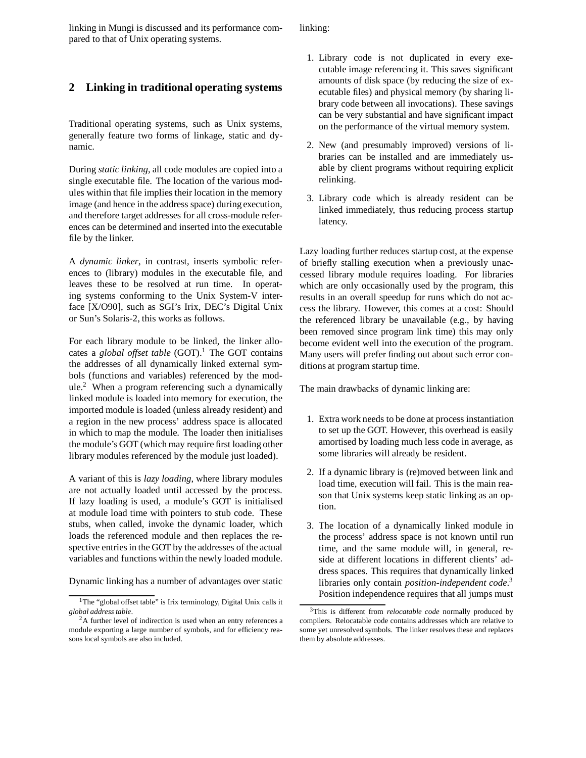linking in Mungi is discussed and its performance compared to that of Unix operating systems.

## 2 Linking in traditional operating systems

Traditional operating systems, such as Unix systems, generally feature two forms of linkage, static and dynamic.

During *static linking*, all code modules are copied into a single executable file. The location of the various modules within that file implies their location in the memory image (and hence in the address space) during execution, and therefore target addresses for all cross-module references can be determined and inserted into the executable file by the linker.

A *dynamic linker*, in contrast, inserts symbolic references to (library) modules in the executable file, and leaves these to be resolved at run time. In operating systems conforming to the Unix System-V interface [X/O90], such as SGI's Irix, DEC's Digital Unix or Sun's Solaris-2, this works as follows.

For each library module to be linked, the linker allocates a *global offset table* (GOT).[1] The GOT contains the addresses of all dynamically linked external symbols (functions and variables) referenced by the module.[2] When a program referencing such a dynamically linked module is loaded into memory for execution, the imported module is loaded (unless already resident) and a region in the new process' address space is allocated in which to map the module. The loader then initialises the module's GOT (which may require first loading other library modules referenced by the module just loaded).

A variant of this is *lazy loading*, where library modules are not actually loaded until accessed by the process. If lazy loading is used, a module's GOT is initialised at module load time with pointers to stub code. These stubs, when called, invoke the dynamic loader, which loads the referenced module and then replaces the respective entries in the GOT by the addresses of the actual variables and functions within the newly loaded module.

Dynamic linking has a number of advantages over static linking:

1. Library code is not duplicated in every executable image referencing it. This saves significant amounts of disk space (by reducing the size of executable files) and physical memory (by sharing library code between all invocations). These savings can be very substantial and have significant impact on the performance of the virtual memory system.
2. New (and presumably improved) versions of libraries can be installed and are immediately usable by client programs without requiring explicit relinking.
3. Library code which is already resident can be linked immediately, thus reducing process startup latency.

Lazy loading further reduces startup cost, at the expense of briefly stalling execution when a previously unaccessed library module requires loading. For libraries which are only occasionally used by the program, this results in an overall speedup for runs which do not access the library. However, this comes at a cost: Should the referenced library be unavailable (e.g., by having been removed since program link time) this may only become evident well into the execution of the program. Many users will prefer finding out about such error conditions at program startup time.

The main drawbacks of dynamic linking are:

1. Extra work needs to be done at process instantiation to set up the GOT. However, this overhead is easily amortised by loading much less code in average, as some libraries will already be resident.
2. If a dynamic library is (re)moved between link and load time, execution will fail. This is the main reason that Unix systems keep static linking as an option.
3. The location of a dynamically linked module in the process' address space is not known until run time, and the same module will, in general, reside at different locations in different clients' address spaces. This requires that dynamically linked libraries only contain *position-independent code*.[3] Position independence requires that all jumps must

[1] The "global offset table" is Irix terminology, Digital Unix calls it *global address table*.

[2] A further level of indirection is used when an entry references a module exporting a large number of symbols, and for efficiency reasons local symbols are also included.

[3] This is different from *relocatable code* normally produced by compilers. Relocatable code contains addresses which are relative to some yet unresolved symbols. The linker resolves these and replaces them by absolute addresses.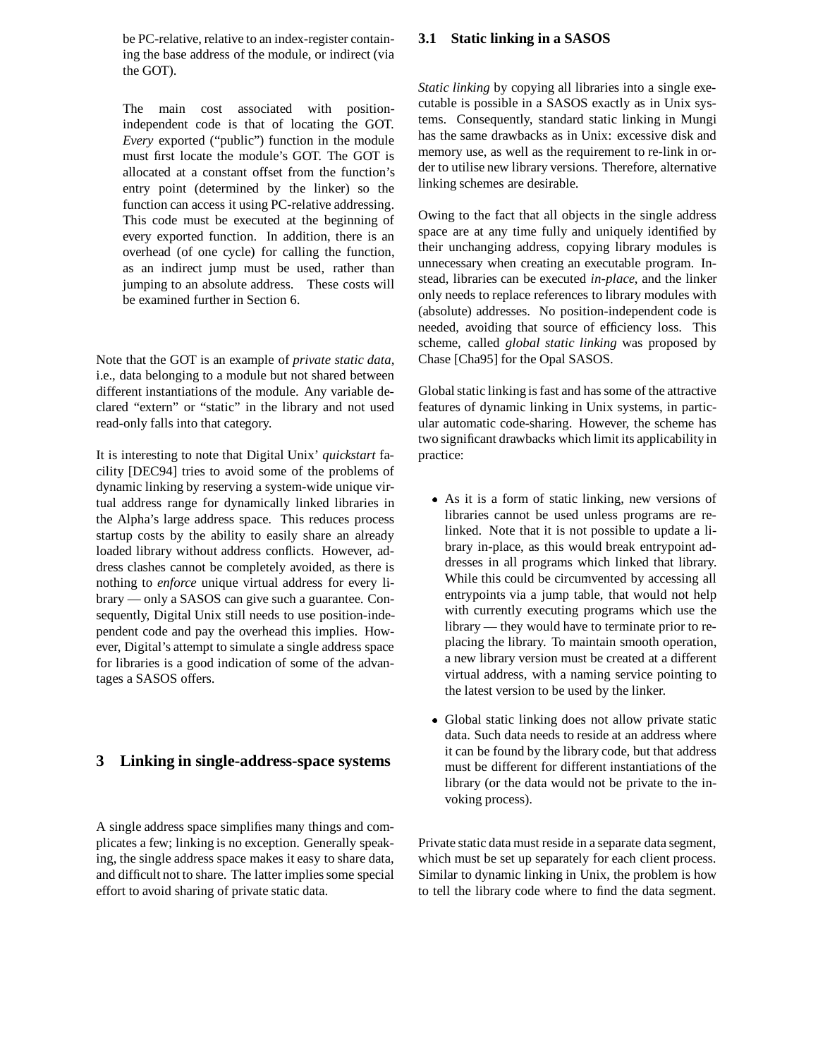be PC-relative, relative to an index-register containing the base address of the module, or indirect (via the GOT).

The main cost associated with position-independent code is that of locating the GOT. *Every* exported ("public") function in the module must first locate the module's GOT. The GOT is allocated at a constant offset from the function's entry point (determined by the linker) so the function can access it using PC-relative addressing. This code must be executed at the beginning of every exported function. In addition, there is an overhead (of one cycle) for calling the function, as an indirect jump must be used, rather than jumping to an absolute address. These costs will be examined further in Section 6.

Note that the GOT is an example of *private static data*, i.e., data belonging to a module but not shared between different instantiations of the module. Any variable declared "extern" or "static" in the library and not used read-only falls into that category.

It is interesting to note that Digital Unix' *quickstart* facility [DEC94] tries to avoid some of the problems of dynamic linking by reserving a system-wide unique virtual address range for dynamically linked libraries in the Alpha's large address space. This reduces process startup costs by the ability to easily share an already loaded library without address conflicts. However, address clashes cannot be completely avoided, as there is nothing to *enforce* unique virtual address for every library — only a SASOS can give such a guarantee. Consequently, Digital Unix still needs to use position-independent code and pay the overhead this implies. However, Digital's attempt to simulate a single address space for libraries is a good indication of some of the advantages a SASOS offers.

# 3 Linking in single-address-space systems

A single address space simplifies many things and complicates a few; linking is no exception. Generally speaking, the single address space makes it easy to share data, and difficult not to share. The latter implies some special effort to avoid sharing of private static data.

## 3.1 Static linking in a SASOS

*Static linking* by copying all libraries into a single executable is possible in a SASOS exactly as in Unix systems. Consequently, standard static linking in Mungi has the same drawbacks as in Unix: excessive disk and memory use, as well as the requirement to re-link in order to utilise new library versions. Therefore, alternative linking schemes are desirable.

Owing to the fact that all objects in the single address space are at any time fully and uniquely identified by their unchanging address, copying library modules is unnecessary when creating an executable program. Instead, libraries can be executed *in-place*, and the linker only needs to replace references to library modules with (absolute) addresses. No position-independent code is needed, avoiding that source of efficiency loss. This scheme, called *global static linking* was proposed by Chase [Cha95] for the Opal SASOS.

Global static linking is fast and has some of the attractive features of dynamic linking in Unix systems, in particular automatic code-sharing. However, the scheme has two significant drawbacks which limit its applicability in practice:

- As it is a form of static linking, new versions of libraries cannot be used unless programs are relinked. Note that it is not possible to update a library in-place, as this would break entrypoint addresses in all programs which linked that library. While this could be circumvented by accessing all entrypoints via a jump table, that would not help with currently executing programs which use the library — they would have to terminate prior to replacing the library. To maintain smooth operation, a new library version must be created at a different virtual address, with a naming service pointing to the latest version to be used by the linker.
- Global static linking does not allow private static data. Such data needs to reside at an address where it can be found by the library code, but that address must be different for different instantiations of the library (or the data would not be private to the invoking process).

Private static data must reside in a separate data segment, which must be set up separately for each client process. Similar to dynamic linking in Unix, the problem is how to tell the library code where to find the data segment.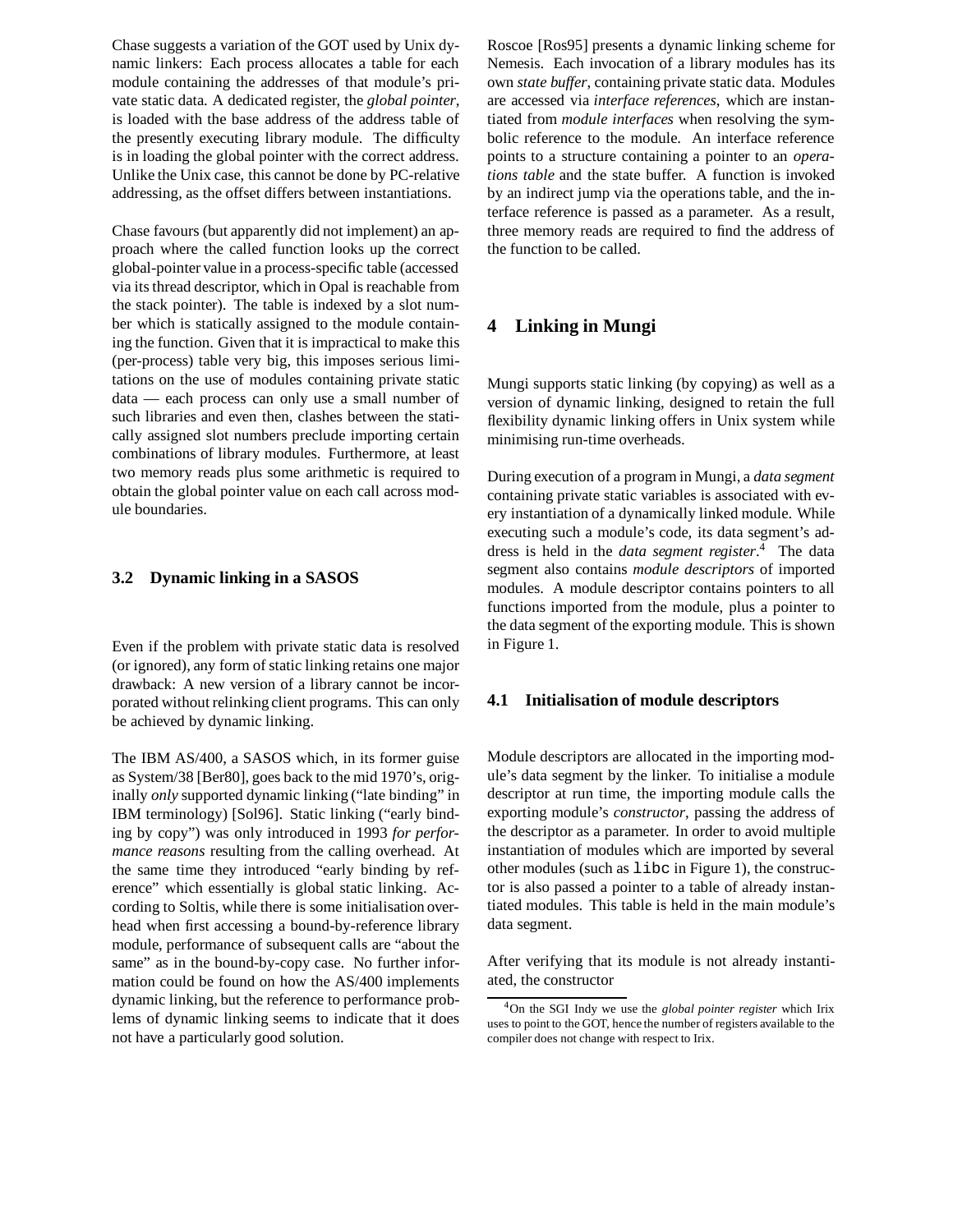Chase suggests a variation of the GOT used by Unix dynamic linkers: Each process allocates a table for each module containing the addresses of that module's private static data. A dedicated register, the *global pointer*, is loaded with the base address of the address table of the presently executing library module. The difficulty is in loading the global pointer with the correct address. Unlike the Unix case, this cannot be done by PC-relative addressing, as the offset differs between instantiations.

Chase favours (but apparently did not implement) an approach where the called function looks up the correct global-pointer value in a process-specific table (accessed via its thread descriptor, which in Opal is reachable from the stack pointer). The table is indexed by a slot number which is statically assigned to the module containing the function. Given that it is impractical to make this (per-process) table very big, this imposes serious limitations on the use of modules containing private static data — each process can only use a small number of such libraries and even then, clashes between the statically assigned slot numbers preclude importing certain combinations of library modules. Furthermore, at least two memory reads plus some arithmetic is required to obtain the global pointer value on each call across module boundaries.

### 3.2 Dynamic linking in a SASOS

Even if the problem with private static data is resolved (or ignored), any form of static linking retains one major drawback: A new version of a library cannot be incorporated without relinking client programs. This can only be achieved by dynamic linking.

The IBM AS/400, a SASOS which, in its former guise as System/38 [Ber80], goes back to the mid 1970's, originally *only* supported dynamic linking ("late binding" in IBM terminology) [Sol96]. Static linking ("early binding by copy") was only introduced in 1993 *for performance reasons* resulting from the calling overhead. At the same time they introduced "early binding by reference" which essentially is global static linking. According to Soltis, while there is some initialisation overhead when first accessing a bound-by-reference library module, performance of subsequent calls are "about the same" as in the bound-by-copy case. No further information could be found on how the AS/400 implements dynamic linking, but the reference to performance problems of dynamic linking seems to indicate that it does not have a particularly good solution.

Roscoe [Ros95] presents a dynamic linking scheme for Nemesis. Each invocation of a library modules has its own *state buffer*, containing private static data. Modules are accessed via *interface references*, which are instantiated from *module interfaces* when resolving the symbolic reference to the module. An interface reference points to a structure containing a pointer to an *operations table* and the state buffer. A function is invoked by an indirect jump via the operations table, and the interface reference is passed as a parameter. As a result, three memory reads are required to find the address of the function to be called.

## 4 Linking in Mungi

Mungi supports static linking (by copying) as well as a version of dynamic linking, designed to retain the full flexibility dynamic linking offers in Unix system while minimising run-time overheads.

During execution of a program in Mungi, a *data segment* containing private static variables is associated with every instantiation of a dynamically linked module. While executing such a module's code, its data segment's address is held in the *data segment register*.[4] The data segment also contains *module descriptors* of imported modules. A module descriptor contains pointers to all functions imported from the module, plus a pointer to the data segment of the exporting module. This is shown in Figure 1.

### 4.1 Initialisation of module descriptors

Module descriptors are allocated in the importing module's data segment by the linker. To initialise a module descriptor at run time, the importing module calls the exporting module's *constructor*, passing the address of the descriptor as a parameter. In order to avoid multiple instantiation of modules which are imported by several other modules (such as `libc` in Figure 1), the constructor is also passed a pointer to a table of already instantiated modules. This table is held in the main module's data segment.

After verifying that its module is not already instantiated, the constructor

[4] On the SGI Indy we use the *global pointer register* which Irix uses to point to the GOT, hence the number of registers available to the compiler does not change with respect to Irix.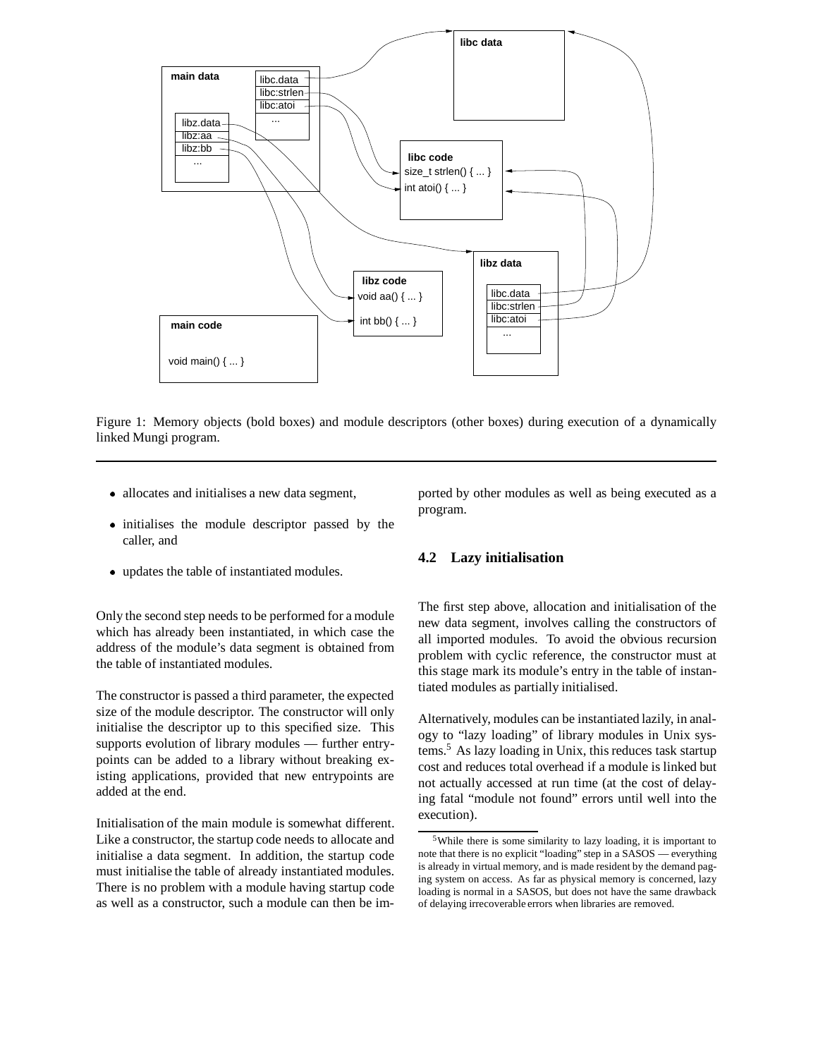main data

libc.data
libc:strlen
libc:atoi
...

libz.data
libz:aa
libz:bb
...

libc data

libc code
size_t strlen() { ... }
int atoi() { ... }

libz data

libc.data
libc:strlen
libc:atoi
...

libz code
void aa() { ... }
int bb() { ... }

main code
void main() { ... }

Figure 1: Memory objects (bold boxes) and module descriptors (other boxes) during execution of a dynamically linked Mungi program.

---

- allocates and initialises a new data segment,
- initialises the module descriptor passed by the caller, and
- updates the table of instantiated modules.

Only the second step needs to be performed for a module which has already been instantiated, in which case the address of the module's data segment is obtained from the table of instantiated modules.

The constructor is passed a third parameter, the expected size of the module descriptor. The constructor will only initialise the descriptor up to this specified size. This supports evolution of library modules — further entry-points can be added to a library without breaking existing applications, provided that new entrypoints are added at the end.

Initialisation of the main module is somewhat different. Like a constructor, the startup code needs to allocate and initialise a data segment. In addition, the startup code must initialise the table of already instantiated modules. There is no problem with a module having startup code as well as a constructor, such a module can then be imported by other modules as well as being executed as a program.

## 4.2 Lazy initialisation

The first step above, allocation and initialisation of the new data segment, involves calling the constructors of all imported modules. To avoid the obvious recursion problem with cyclic reference, the constructor must at this stage mark its module's entry in the table of instantiated modules as partially initialised.

Alternatively, modules can be instantiated lazily, in analogy to "lazy loading" of library modules in Unix systems.[5] As lazy loading in Unix, this reduces task startup cost and reduces total overhead if a module is linked but not actually accessed at run time (at the cost of delaying fatal "module not found" errors until well into the execution).

[5] While there is some similarity to lazy loading, it is important to note that there is no explicit "loading" step in a SASOS — everything is already in virtual memory, and is made resident by the demand paging system on access. As far as physical memory is concerned, lazy loading is normal in a SASOS, but does not have the same drawback of delaying irrecoverable errors when libraries are removed.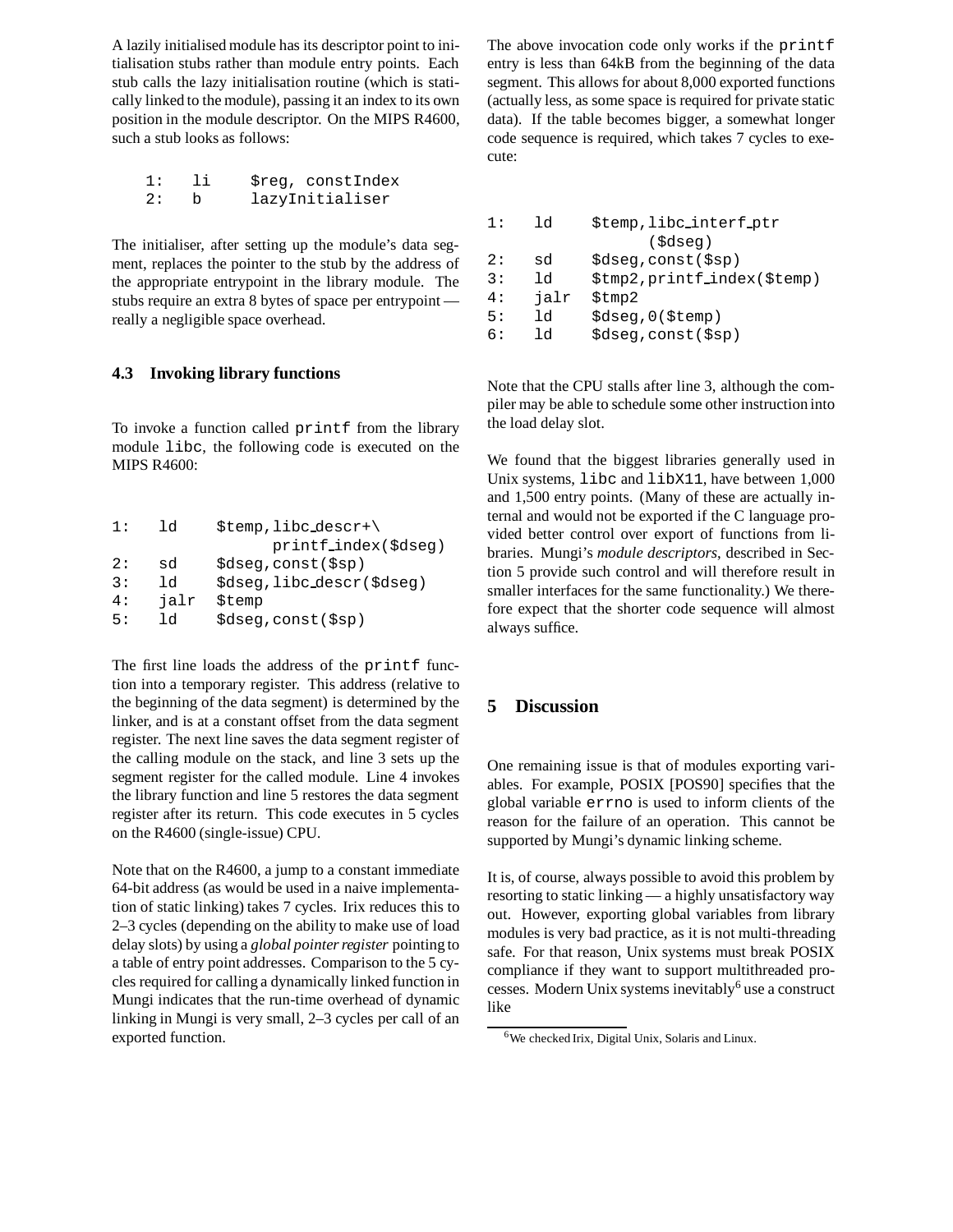A lazily initialised module has its descriptor point to initialisation stubs rather than module entry points. Each stub calls the lazy initialisation routine (which is statically linked to the module), passing it an index to its own position in the module descriptor. On the MIPS R4600, such a stub looks as follows:

```
1:  li     $reg, constIndex
2:  b      lazyInitialiser
```

The initialiser, after setting up the module's data segment, replaces the pointer to the stub by the address of the appropriate entrypoint in the library module. The stubs require an extra 8 bytes of space per entrypoint — really a negligible space overhead.

### 4.3 Invoking library functions

To invoke a function called `printf` from the library module `libc`, the following code is executed on the MIPS R4600:

```
1:   ld     $temp,libc_descr+\
                    printf_index($dseg)
2:   sd     $dseg,const($sp)
3:   ld     $dseg,libc_descr($dseg)
4:   jalr   $temp
5:   ld     $dseg,const($sp)
```

The first line loads the address of the `printf` function into a temporary register. This address (relative to the beginning of the data segment) is determined by the linker, and is at a constant offset from the data segment register. The next line saves the data segment register of the calling module on the stack, and line 3 sets up the segment register for the called module. Line 4 invokes the library function and line 5 restores the data segment register after its return. This code executes in 5 cycles on the R4600 (single-issue) CPU.

Note that on the R4600, a jump to a constant immediate 64-bit address (as would be used in a naive implementation of static linking) takes 7 cycles. Irix reduces this to 2–3 cycles (depending on the ability to make use of load delay slots) by using a *global pointer register* pointing to a table of entry point addresses. Comparison to the 5 cycles required for calling a dynamically linked function in Mungi indicates that the run-time overhead of dynamic linking in Mungi is very small, 2–3 cycles per call of an exported function.

The above invocation code only works if the `printf` entry is less than 64kB from the beginning of the data segment. This allows for about 8,000 exported functions (actually less, as some space is required for private static data). If the table becomes bigger, a somewhat longer code sequence is required, which takes 7 cycles to execute:

```
1:   ld     $temp,libc_interf_ptr
                 ($dseg)
2:   sd     $dseg,const($sp)
3:   ld     $tmp2,printf_index($temp)
4:   jalr   $tmp2
5:   ld     $dseg,0($temp)
6:   ld     $dseg,const($sp)
```

Note that the CPU stalls after line 3, although the compiler may be able to schedule some other instruction into the load delay slot.

We found that the biggest libraries generally used in Unix systems, `libc` and `libX11`, have between 1,000 and 1,500 entry points. (Many of these are actually internal and would not be exported if the C language provided better control over export of functions from libraries. Mungi's *module descriptors*, described in Section 5 provide such control and will therefore result in smaller interfaces for the same functionality.) We therefore expect that the shorter code sequence will almost always suffice.

## 5 Discussion

One remaining issue is that of modules exporting variables. For example, POSIX [POS90] specifies that the global variable `errno` is used to inform clients of the reason for the failure of an operation. This cannot be supported by Mungi's dynamic linking scheme.

It is, of course, always possible to avoid this problem by resorting to static linking — a highly unsatisfactory way out. However, exporting global variables from library modules is very bad practice, as it is not multi-threading safe. For that reason, Unix systems must break POSIX compliance if they want to support multithreaded processes. Modern Unix systems inevitably[6] use a construct like

[6] We checked Irix, Digital Unix, Solaris and Linux.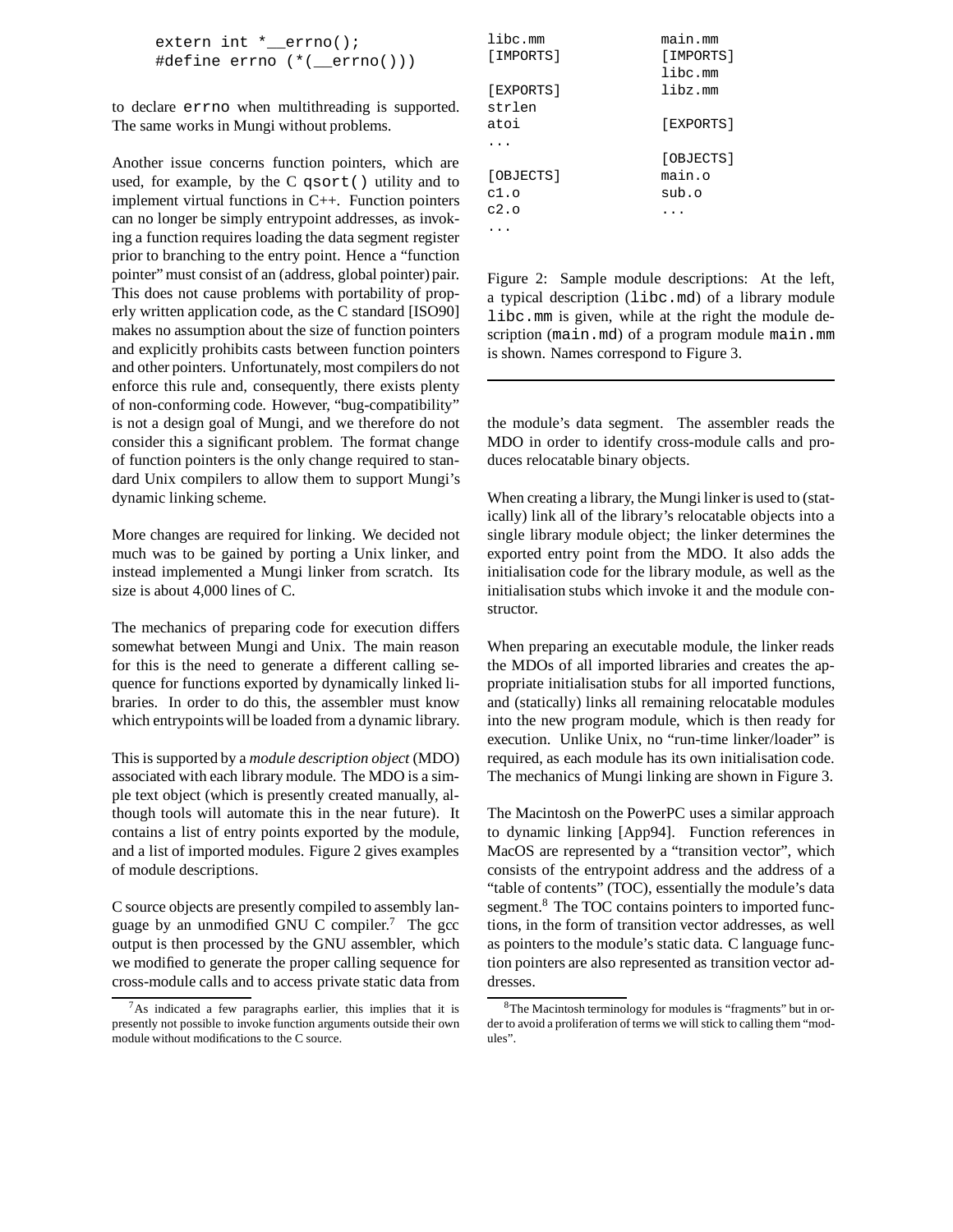```
extern int *__errno();
#define errno (*(__errno()))
```

to declare errno when multithreading is supported. The same works in Mungi without problems.

Another issue concerns function pointers, which are used, for example, by the C qsort() utility and to implement virtual functions in C++. Function pointers can no longer be simply entrypoint addresses, as invoking a function requires loading the data segment register prior to branching to the entry point. Hence a "function pointer" must consist of an (address, global pointer) pair. This does not cause problems with portability of properly written application code, as the C standard [ISO90] makes no assumption about the size of function pointers and explicitly prohibits casts between function pointers and other pointers. Unfortunately, most compilers do not enforce this rule and, consequently, there exists plenty of non-conforming code. However, "bug-compatibility" is not a design goal of Mungi, and we therefore do not consider this a significant problem. The format change of function pointers is the only change required to standard Unix compilers to allow them to support Mungi's dynamic linking scheme.

More changes are required for linking. We decided not much was to be gained by porting a Unix linker, and instead implemented a Mungi linker from scratch. Its size is about 4,000 lines of C.

The mechanics of preparing code for execution differs somewhat between Mungi and Unix. The main reason for this is the need to generate a different calling sequence for functions exported by dynamically linked libraries. In order to do this, the assembler must know which entrypoints will be loaded from a dynamic library.

This is supported by a *module description object* (MDO) associated with each library module. The MDO is a simple text object (which is presently created manually, although tools will automate this in the near future). It contains a list of entry points exported by the module, and a list of imported modules. Figure 2 gives examples of module descriptions.

C source objects are presently compiled to assembly language by an unmodified GNU C compiler.[7] The gcc output is then processed by the GNU assembler, which we modified to generate the proper calling sequence for cross-module calls and to access private static data from the module's data segment. The assembler reads the MDO in order to identify cross-module calls and produces relocatable binary objects.

```
libc.mm            main.mm
[IMPORTS]          [IMPORTS]
                   libc.mm
[EXPORTS]          libz.mm
strlen
atoi               [EXPORTS]
...
                   [OBJECTS]
[OBJECTS]          main.o
c1.o               sub.o
c2.o               ...
...
```

Figure 2: Sample module descriptions: At the left, a typical description (libc.md) of a library module libc.mm is given, while at the right the module description (main.md) of a program module main.mm is shown. Names correspond to Figure 3.

When creating a library, the Mungi linker is used to (statically) link all of the library's relocatable objects into a single library module object; the linker determines the exported entry point from the MDO. It also adds the initialisation code for the library module, as well as the initialisation stubs which invoke it and the module constructor.

When preparing an executable module, the linker reads the MDOs of all imported libraries and creates the appropriate initialisation stubs for all imported functions, and (statically) links all remaining relocatable modules into the new program module, which is then ready for execution. Unlike Unix, no "run-time linker/loader" is required, as each module has its own initialisation code. The mechanics of Mungi linking are shown in Figure 3.

The Macintosh on the PowerPC uses a similar approach to dynamic linking [App94]. Function references in MacOS are represented by a "transition vector", which consists of the entrypoint address and the address of a "table of contents" (TOC), essentially the module's data segment.[8] The TOC contains pointers to imported functions, in the form of transition vector addresses, as well as pointers to the module's static data. C language function pointers are also represented as transition vector addresses.

[7] As indicated a few paragraphs earlier, this implies that it is presently not possible to invoke function arguments outside their own module without modifications to the C source.

[8] The Macintosh terminology for modules is "fragments" but in order to avoid a proliferation of terms we will stick to calling them "modules".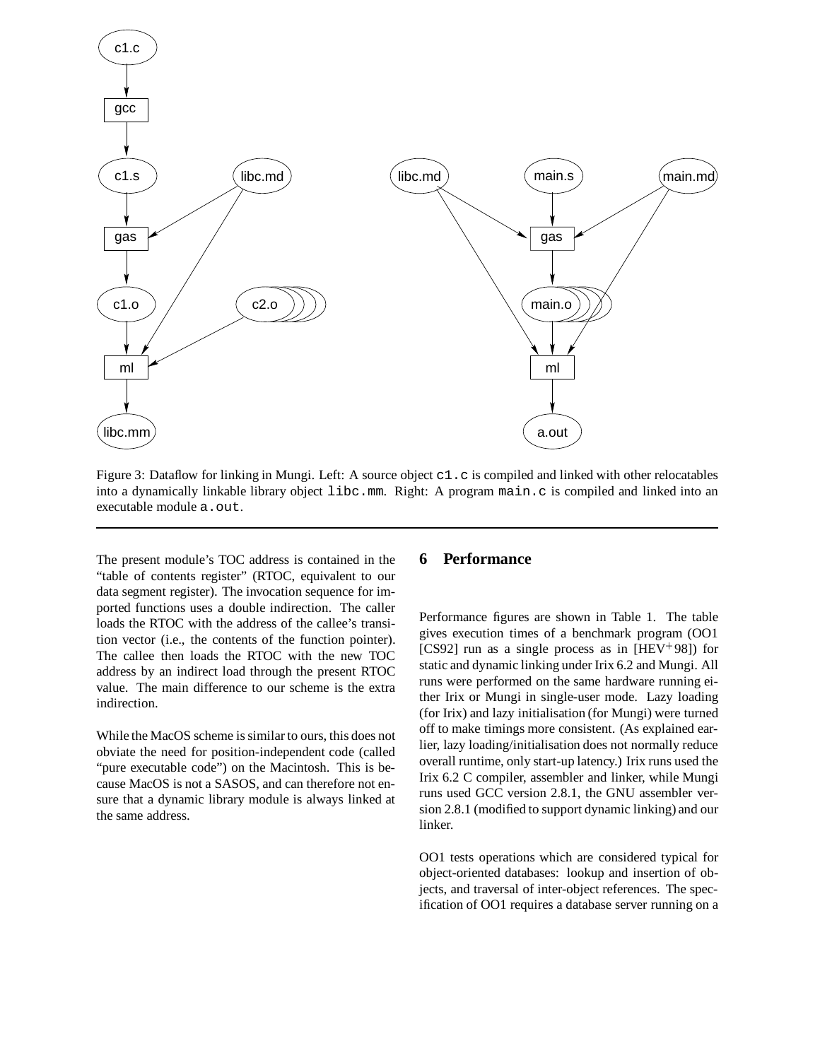c1.c

gcc

c1.s

libc.md

gas

c1.o

c2.o

ml

libc.mm

libc.md

main.s

main.md

gas

main.o

ml

a.out

Figure 3: Dataflow for linking in Mungi. Left: A source object `c1.c` is compiled and linked with other relocatables into a dynamically linkable library object `libc.mm`. Right: A program `main.c` is compiled and linked into an executable module `a.out`.

The present module's TOC address is contained in the "table of contents register" (RTOC, equivalent to our data segment register). The invocation sequence for imported functions uses a double indirection. The caller loads the RTOC with the address of the callee's transition vector (i.e., the contents of the function pointer). The callee then loads the RTOC with the new TOC address by an indirect load through the present RTOC value. The main difference to our scheme is the extra indirection.

While the MacOS scheme is similar to ours, this does not obviate the need for position-independent code (called "pure executable code") on the Macintosh. This is because MacOS is not a SASOS, and can therefore not ensure that a dynamic library module is always linked at the same address.

## 6 Performance

Performance figures are shown in Table 1. The table gives execution times of a benchmark program (OO1 [CS92] run as a single process as in [HEV$^+$98]) for static and dynamic linking under Irix 6.2 and Mungi. All runs were performed on the same hardware running either Irix or Mungi in single-user mode. Lazy loading (for Irix) and lazy initialisation (for Mungi) were turned off to make timings more consistent. (As explained earlier, lazy loading/initialisation does not normally reduce overall runtime, only start-up latency.) Irix runs used the Irix 6.2 C compiler, assembler and linker, while Mungi runs used GCC version 2.8.1, the GNU assembler version 2.8.1 (modified to support dynamic linking) and our linker.

OO1 tests operations which are considered typical for object-oriented databases: lookup and insertion of objects, and traversal of inter-object references. The specification of OO1 requires a database server running on a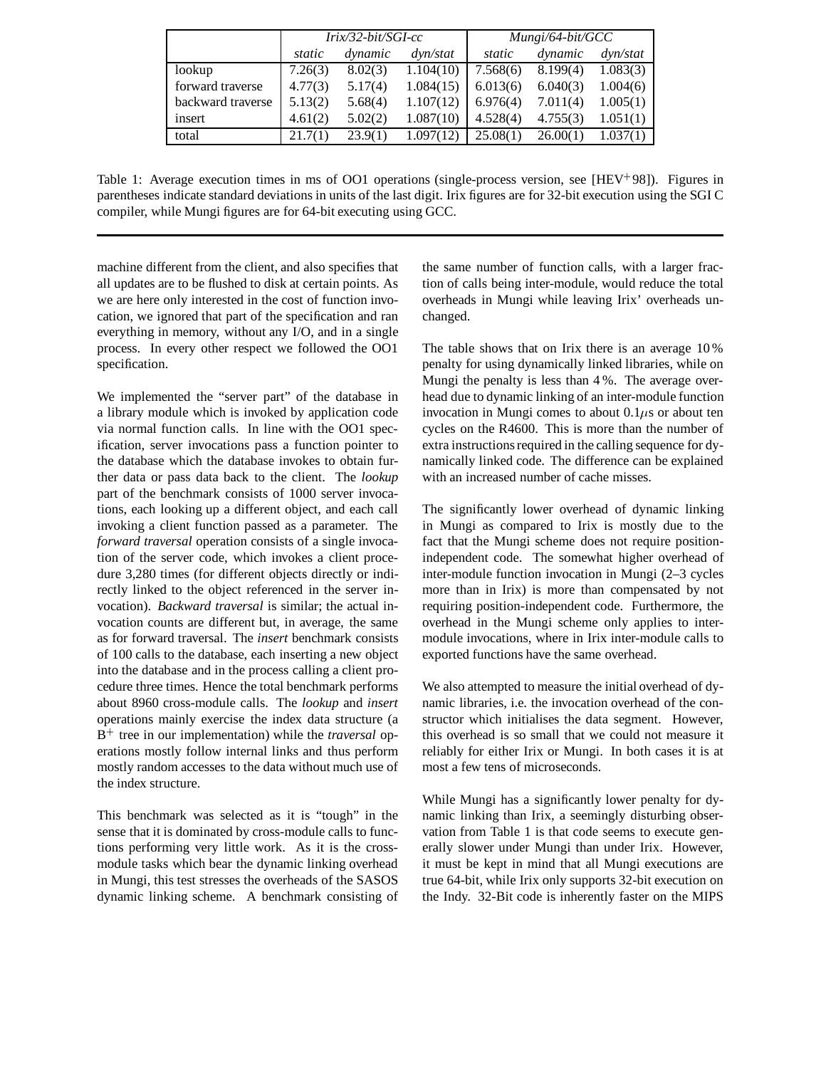| | Irix/32-bit/SGI-cc | | | Mungi/64-bit/GCC | | |
|---|---|---|---|---|---|---|
| | *static* | *dynamic* | *dyn/stat* | *static* | *dynamic* | *dyn/stat* |
| lookup | 7.26(3) | 8.02(3) | 1.104(10) | 7.568(6) | 8.199(4) | 1.083(3) |
| forward traverse | 4.77(3) | 5.17(4) | 1.084(15) | 6.013(6) | 6.040(3) | 1.004(6) |
| backward traverse | 5.13(2) | 5.68(4) | 1.107(12) | 6.976(4) | 7.011(4) | 1.005(1) |
| insert | 4.61(2) | 5.02(2) | 1.087(10) | 4.528(4) | 4.755(3) | 1.051(1) |
| total | 21.7(1) | 23.9(1) | 1.097(12) | 25.08(1) | 26.00(1) | 1.037(1) |

Table 1: Average execution times in ms of OO1 operations (single-process version, see [HEV+98]). Figures in parentheses indicate standard deviations in units of the last digit. Irix figures are for 32-bit execution using the SGI C compiler, while Mungi figures are for 64-bit executing using GCC.

machine different from the client, and also specifies that all updates are to be flushed to disk at certain points. As we are here only interested in the cost of function invocation, we ignored that part of the specification and ran everything in memory, without any I/O, and in a single process. In every other respect we followed the OO1 specification.

We implemented the "server part" of the database in a library module which is invoked by application code via normal function calls. In line with the OO1 specification, server invocations pass a function pointer to the database which the database invokes to obtain further data or pass data back to the client. The *lookup* part of the benchmark consists of 1000 server invocations, each looking up a different object, and each call invoking a client function passed as a parameter. The *forward traversal* operation consists of a single invocation of the server code, which invokes a client procedure 3,280 times (for different objects directly or indirectly linked to the object referenced in the server invocation). *Backward traversal* is similar; the actual invocation counts are different but, in average, the same as for forward traversal. The *insert* benchmark consists of 100 calls to the database, each inserting a new object into the database and in the process calling a client procedure three times. Hence the total benchmark performs about 8960 cross-module calls. The *lookup* and *insert* operations mainly exercise the index data structure (a $B^+$ tree in our implementation) while the *traversal* operations mostly follow internal links and thus perform mostly random accesses to the data without much use of the index structure.

This benchmark was selected as it is "tough" in the sense that it is dominated by cross-module calls to functions performing very little work. As it is the cross-module tasks which bear the dynamic linking overhead in Mungi, this test stresses the overheads of the SASOS dynamic linking scheme. A benchmark consisting of the same number of function calls, with a larger fraction of calls being inter-module, would reduce the total overheads in Mungi while leaving Irix' overheads unchanged.

The table shows that on Irix there is an average 10 % penalty for using dynamically linked libraries, while on Mungi the penalty is less than 4 %. The average overhead due to dynamic linking of an inter-module function invocation in Mungi comes to about $0.1\mu$s or about ten cycles on the R4600. This is more than the number of extra instructions required in the calling sequence for dynamically linked code. The difference can be explained with an increased number of cache misses.

The significantly lower overhead of dynamic linking in Mungi as compared to Irix is mostly due to the fact that the Mungi scheme does not require position-independent code. The somewhat higher overhead of inter-module function invocation in Mungi (2–3 cycles more than in Irix) is more than compensated by not requiring position-independent code. Furthermore, the overhead in the Mungi scheme only applies to inter-module invocations, where in Irix inter-module calls to exported functions have the same overhead.

We also attempted to measure the initial overhead of dynamic libraries, i.e. the invocation overhead of the constructor which initialises the data segment. However, this overhead is so small that we could not measure it reliably for either Irix or Mungi. In both cases it is at most a few tens of microseconds.

While Mungi has a significantly lower penalty for dynamic linking than Irix, a seemingly disturbing observation from Table 1 is that code seems to execute generally slower under Mungi than under Irix. However, it must be kept in mind that all Mungi executions are true 64-bit, while Irix only supports 32-bit execution on the Indy. 32-Bit code is inherently faster on the MIPS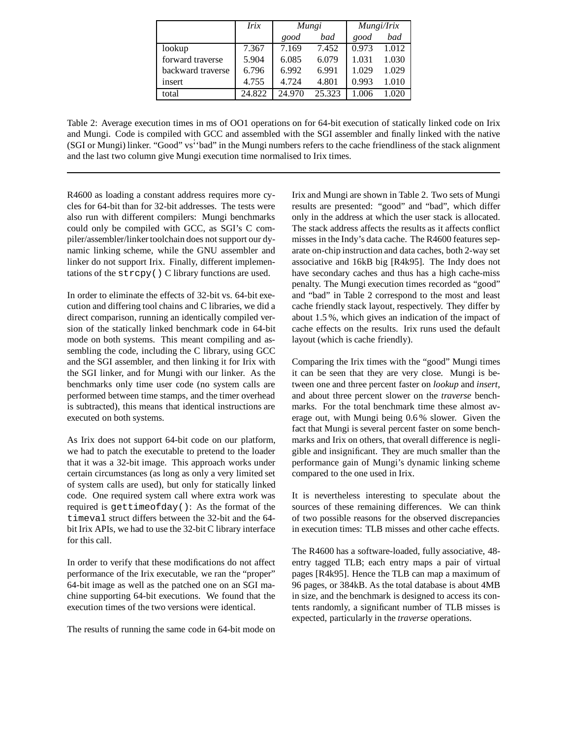| | *Irix* | *Mungi* | | *Mungi/Irix* | |
|---|---|---|---|---|---|
| | | *good* | *bad* | *good* | *bad* |
| lookup | 7.367 | 7.169 | 7.452 | 0.973 | 1.012 |
| forward traverse | 5.904 | 6.085 | 6.079 | 1.031 | 1.030 |
| backward traverse | 6.796 | 6.992 | 6.991 | 1.029 | 1.029 |
| insert | 4.755 | 4.724 | 4.801 | 0.993 | 1.010 |
| total | 24.822 | 24.970 | 25.323 | 1.006 | 1.020 |

Table 2: Average execution times in ms of OO1 operations on for 64-bit execution of statically linked code on Irix and Mungi. Code is compiled with GCC and assembled with the SGI assembler and finally linked with the native (SGI or Mungi) linker. "Good" vs "bad" in the Mungi numbers refers to the cache friendliness of the stack alignment and the last two column give Mungi execution time normalised to Irix times.

---

R4600 as loading a constant address requires more cycles for 64-bit than for 32-bit addresses. The tests were also run with different compilers: Mungi benchmarks could only be compiled with GCC, as SGI's C compiler/assembler/linker toolchain does not support our dynamic linking scheme, while the GNU assembler and linker do not support Irix. Finally, different implementations of the `strcpy()` C library functions are used.

In order to eliminate the effects of 32-bit vs. 64-bit execution and differing tool chains and C libraries, we did a direct comparison, running an identically compiled version of the statically linked benchmark code in 64-bit mode on both systems. This meant compiling and assembling the code, including the C library, using GCC and the SGI assembler, and then linking it for Irix with the SGI linker, and for Mungi with our linker. As the benchmarks only time user code (no system calls are performed between time stamps, and the timer overhead is subtracted), this means that identical instructions are executed on both systems.

As Irix does not support 64-bit code on our platform, we had to patch the executable to pretend to the loader that it was a 32-bit image. This approach works under certain circumstances (as long as only a very limited set of system calls are used), but only for statically linked code. One required system call where extra work was required is `gettimeofday()`: As the format of the `timeval` struct differs between the 32-bit and the 64-bit Irix APIs, we had to use the 32-bit C library interface for this call.

In order to verify that these modifications do not affect performance of the Irix executable, we ran the "proper" 64-bit image as well as the patched one on an SGI machine supporting 64-bit executions. We found that the execution times of the two versions were identical.

The results of running the same code in 64-bit mode on Irix and Mungi are shown in Table 2. Two sets of Mungi results are presented: "good" and "bad", which differ only in the address at which the user stack is allocated. The stack address affects the results as it affects conflict misses in the Indy's data cache. The R4600 features separate on-chip instruction and data caches, both 2-way set associative and 16kB big [R4k95]. The Indy does not have secondary caches and thus has a high cache-miss penalty. The Mungi execution times recorded as "good" and "bad" in Table 2 correspond to the most and least cache friendly stack layout, respectively. They differ by about 1.5 %, which gives an indication of the impact of cache effects on the results. Irix runs used the default layout (which is cache friendly).

Comparing the Irix times with the "good" Mungi times it can be seen that they are very close. Mungi is between one and three percent faster on *lookup* and *insert*, and about three percent slower on the *traverse* benchmarks. For the total benchmark time these almost average out, with Mungi being 0.6 % slower. Given the fact that Mungi is several percent faster on some benchmarks and Irix on others, that overall difference is negligible and insignificant. They are much smaller than the performance gain of Mungi's dynamic linking scheme compared to the one used in Irix.

It is nevertheless interesting to speculate about the sources of these remaining differences. We can think of two possible reasons for the observed discrepancies in execution times: TLB misses and other cache effects.

The R4600 has a software-loaded, fully associative, 48-entry tagged TLB; each entry maps a pair of virtual pages [R4k95]. Hence the TLB can map a maximum of 96 pages, or 384kB. As the total database is about 4MB in size, and the benchmark is designed to access its contents randomly, a significant number of TLB misses is expected, particularly in the *traverse* operations.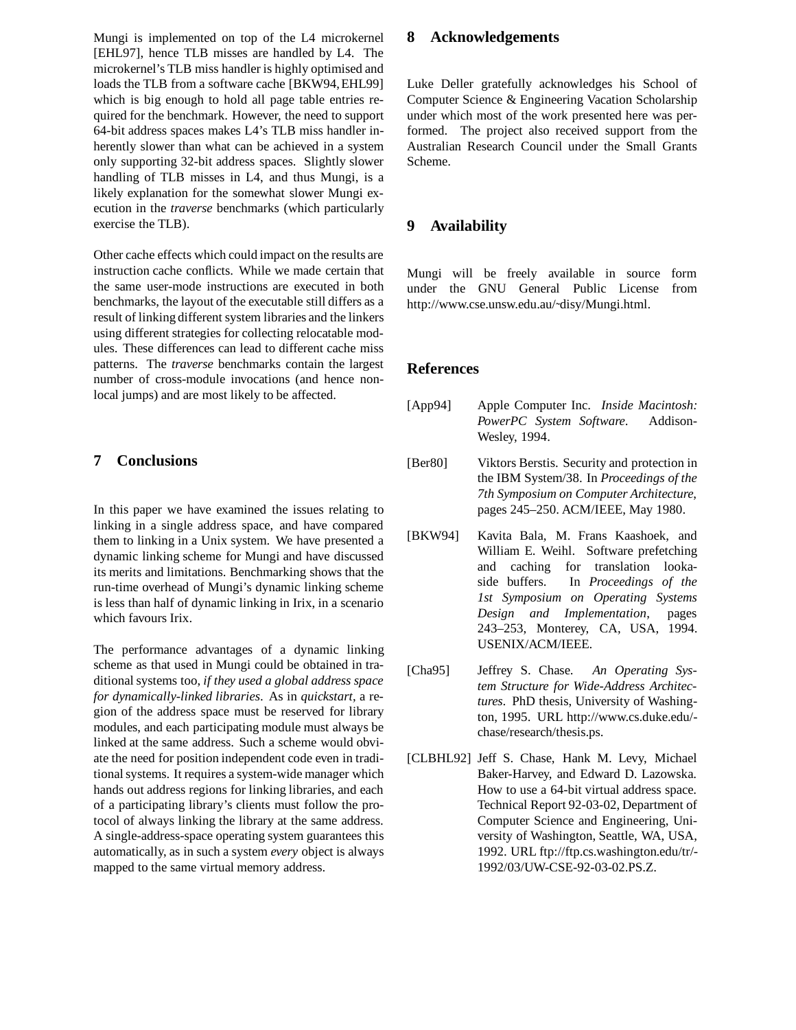Mungi is implemented on top of the L4 microkernel [EHL97], hence TLB misses are handled by L4. The microkernel's TLB miss handler is highly optimised and loads the TLB from a software cache [BKW94, EHL99] which is big enough to hold all page table entries required for the benchmark. However, the need to support 64-bit address spaces makes L4's TLB miss handler inherently slower than what can be achieved in a system only supporting 32-bit address spaces. Slightly slower handling of TLB misses in L4, and thus Mungi, is a likely explanation for the somewhat slower Mungi execution in the *traverse* benchmarks (which particularly exercise the TLB).

Other cache effects which could impact on the results are instruction cache conflicts. While we made certain that the same user-mode instructions are executed in both benchmarks, the layout of the executable still differs as a result of linking different system libraries and the linkers using different strategies for collecting relocatable modules. These differences can lead to different cache miss patterns. The *traverse* benchmarks contain the largest number of cross-module invocations (and hence non-local jumps) and are most likely to be affected.

## 7 Conclusions

In this paper we have examined the issues relating to linking in a single address space, and have compared them to linking in a Unix system. We have presented a dynamic linking scheme for Mungi and have discussed its merits and limitations. Benchmarking shows that the run-time overhead of Mungi's dynamic linking scheme is less than half of dynamic linking in Irix, in a scenario which favours Irix.

The performance advantages of a dynamic linking scheme as that used in Mungi could be obtained in traditional systems too, *if they used a global address space for dynamically-linked libraries*. As in *quickstart*, a region of the address space must be reserved for library modules, and each participating module must always be linked at the same address. Such a scheme would obviate the need for position independent code even in traditional systems. It requires a system-wide manager which hands out address regions for linking libraries, and each of a participating library's clients must follow the protocol of always linking the library at the same address. A single-address-space operating system guarantees this automatically, as in such a system *every* object is always mapped to the same virtual memory address.

## 8 Acknowledgements

Luke Deller gratefully acknowledges his School of Computer Science & Engineering Vacation Scholarship under which most of the work presented here was performed. The project also received support from the Australian Research Council under the Small Grants Scheme.

## 9 Availability

Mungi will be freely available in source form under the GNU General Public License from http://www.cse.unsw.edu.au/~disy/Mungi.html.

## References

[App94] Apple Computer Inc. *Inside Macintosh: PowerPC System Software*. Addison-Wesley, 1994.

[Ber80] Viktors Berstis. Security and protection in the IBM System/38. In *Proceedings of the 7th Symposium on Computer Architecture*, pages 245–250. ACM/IEEE, May 1980.

[BKW94] Kavita Bala, M. Frans Kaashoek, and William E. Weihl. Software prefetching and caching for translation lookaside buffers. In *Proceedings of the 1st Symposium on Operating Systems Design and Implementation*, pages 243–253, Monterey, CA, USA, 1994. USENIX/ACM/IEEE.

[Cha95] Jeffrey S. Chase. *An Operating System Structure for Wide-Address Architectures*. PhD thesis, University of Washington, 1995. URL http://www.cs.duke.edu/-chase/research/thesis.ps.

[CLBHL92] Jeff S. Chase, Hank M. Levy, Michael Baker-Harvey, and Edward D. Lazowska. How to use a 64-bit virtual address space. Technical Report 92-03-02, Department of Computer Science and Engineering, University of Washington, Seattle, WA, USA, 1992. URL ftp://ftp.cs.washington.edu/tr/-1992/03/UW-CSE-92-03-02.PS.Z.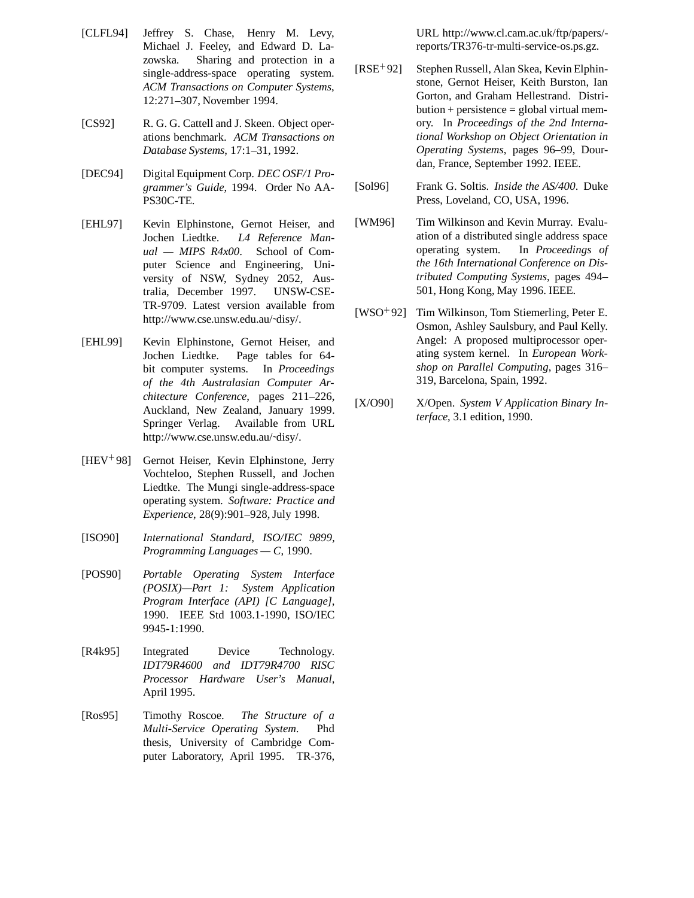[CLFL94] Jeffrey S. Chase, Henry M. Levy, Michael J. Feeley, and Edward D. Lazowska. Sharing and protection in a single-address-space operating system. *ACM Transactions on Computer Systems*, 12:271–307, November 1994.

[CS92] R. G. G. Cattell and J. Skeen. Object operations benchmark. *ACM Transactions on Database Systems*, 17:1–31, 1992.

[DEC94] Digital Equipment Corp. *DEC OSF/1 Programmer's Guide*, 1994. Order No AA-PS30C-TE.

[EHL97] Kevin Elphinstone, Gernot Heiser, and Jochen Liedtke. *L4 Reference Manual — MIPS R4x00*. School of Computer Science and Engineering, University of NSW, Sydney 2052, Australia, December 1997. UNSW-CSE-TR-9709. Latest version available from http://www.cse.unsw.edu.au/~disy/.

[EHL99] Kevin Elphinstone, Gernot Heiser, and Jochen Liedtke. Page tables for 64-bit computer systems. In *Proceedings of the 4th Australasian Computer Architecture Conference*, pages 211–226, Auckland, New Zealand, January 1999. Springer Verlag. Available from URL http://www.cse.unsw.edu.au/~disy/.

[HEV+98] Gernot Heiser, Kevin Elphinstone, Jerry Vochteloo, Stephen Russell, and Jochen Liedtke. The Mungi single-address-space operating system. *Software: Practice and Experience*, 28(9):901–928, July 1998.

[ISO90] *International Standard, ISO/IEC 9899, Programming Languages — C*, 1990.

[POS90] *Portable Operating System Interface (POSIX)—Part 1: System Application Program Interface (API) [C Language]*, 1990. IEEE Std 1003.1-1990, ISO/IEC 9945-1:1990.

[R4k95] Integrated Device Technology. *IDT79R4600 and IDT79R4700 RISC Processor Hardware User's Manual*, April 1995.

[Ros95] Timothy Roscoe. *The Structure of a Multi-Service Operating System.* Phd thesis, University of Cambridge Computer Laboratory, April 1995. TR-376, URL http://www.cl.cam.ac.uk/ftp/papers/-reports/TR376-tr-multi-service-os.ps.gz.

[RSE+92] Stephen Russell, Alan Skea, Kevin Elphinstone, Gernot Heiser, Keith Burston, Ian Gorton, and Graham Hellestrand. Distribution + persistence = global virtual memory. In *Proceedings of the 2nd International Workshop on Object Orientation in Operating Systems*, pages 96–99, Dourdan, France, September 1992. IEEE.

[Sol96] Frank G. Soltis. *Inside the AS/400*. Duke Press, Loveland, CO, USA, 1996.

[WM96] Tim Wilkinson and Kevin Murray. Evaluation of a distributed single address space operating system. In *Proceedings of the 16th International Conference on Distributed Computing Systems*, pages 494–501, Hong Kong, May 1996. IEEE.

[WSO+92] Tim Wilkinson, Tom Stiemerling, Peter E. Osmon, Ashley Saulsbury, and Paul Kelly. Angel: A proposed multiprocessor operating system kernel. In *European Workshop on Parallel Computing*, pages 316–319, Barcelona, Spain, 1992.

[X/O90] X/Open. *System V Application Binary Interface*, 3.1 edition, 1990.